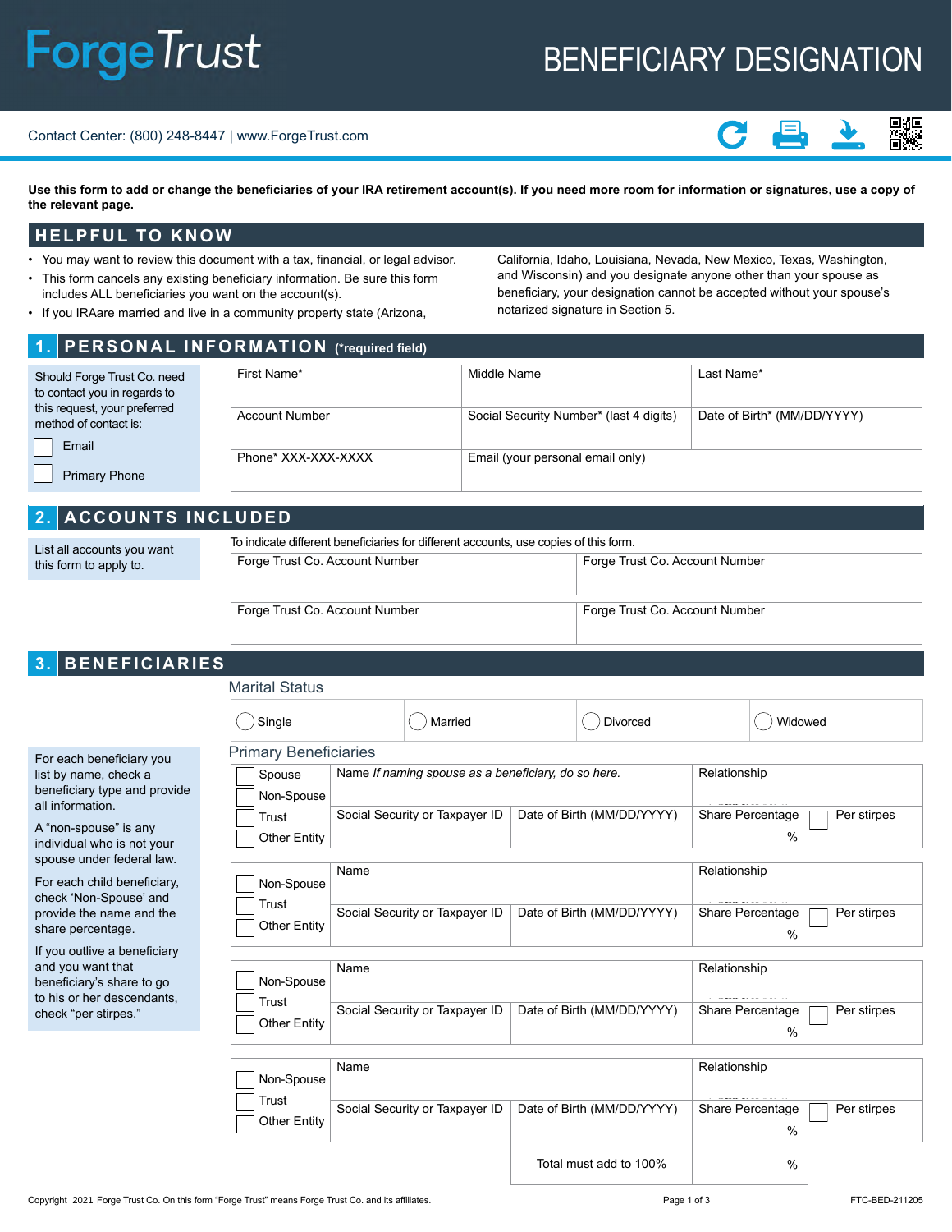# ForgeTrust

# BENEFICIARY DESIGNATION

Contact Center: (800) 248-8447 | www.ForgeTrust.com

**Use this form to add or change the beneficiaries of your IRA retirement account(s). If you need more room for information or signatures, use a copy of the relevant page.**

## HELPFUL TO KNOW

- You may want to review this document with a tax, financial, or legal advisor.
- This form cancels any existing beneficiary information. Be sure this form includes ALL beneficiaries you want on the account(s).
- If you IRAare married and live in a community property state (Arizona, California, Idaho, Louisiana, Nevada, New Mexico, Texas, Washington, and Wisconsin) and you designate anyone other than your spouse as beneficiary, your designation cannot be accepted without your spouse's notarized signature in Section 5.

## 1. PERSONAL INFORMATION (*required field)

Should Forge Trust Co. need to contact you in regards to this request, your preferred method of contact is:

- ☐ Email
- ☐ Primary Phone

| First Name* | Middle Name | Last Name* |
|---|---|---|
| Account Number | Social Security Number* (last 4 digits) | Date of Birth* (MM/DD/YYYY) |
| Phone* XXX-XXX-XXXX | Email (your personal email only) | |

## 2. ACCOUNTS INCLUDED

List all accounts you want this form to apply to.

To indicate different beneficiaries for different accounts, use copies of this form.

| Forge Trust Co. Account Number | Forge Trust Co. Account Number |
|---|---|
| Forge Trust Co. Account Number | Forge Trust Co. Account Number |

## 3. BENEFICIARIES

For each beneficiary you list by name, check a beneficiary type and provide all information.

A "non-spouse" is any individual who is not your spouse under federal law.

For each child beneficiary, check 'Non-Spouse' and provide the name and the share percentage.

If you outlive a beneficiary and you want that beneficiary's share to go to his or her descendants, check "per stirpes."

### Marital Status

◯ Single ◯ Married ◯ Divorced ◯ Widowed

### Primary Beneficiaries

| ☐ Spouse ☐ Non-Spouse ☐ Trust ☐ Other Entity | Name *If naming spouse as a beneficiary, do so here.* | | Relationship | |
|---|---|---|---|---|
| | Social Security or Taxpayer ID | Date of Birth (MM/DD/YYYY) | Share Percentage % | ☐ Per stirpes |

| ☐ Non-Spouse ☐ Trust ☐ Other Entity | Name | | Relationship | |
|---|---|---|---|---|
| | Social Security or Taxpayer ID | Date of Birth (MM/DD/YYYY) | Share Percentage % | ☐ Per stirpes |

| ☐ Non-Spouse ☐ Trust ☐ Other Entity | Name | | Relationship | |
|---|---|---|---|---|
| | Social Security or Taxpayer ID | Date of Birth (MM/DD/YYYY) | Share Percentage % | ☐ Per stirpes |

| ☐ Non-Spouse ☐ Trust ☐ Other Entity | Name | | Relationship | |
|---|---|---|---|---|
| | Social Security or Taxpayer ID | Date of Birth (MM/DD/YYYY) | Share Percentage % | ☐ Per stirpes |
| | | Total must add to 100% | % | |

Copyright 2021 Forge Trust Co. On this form "Forge Trust" means Forge Trust Co. and its affiliates.

FTC-BED-211205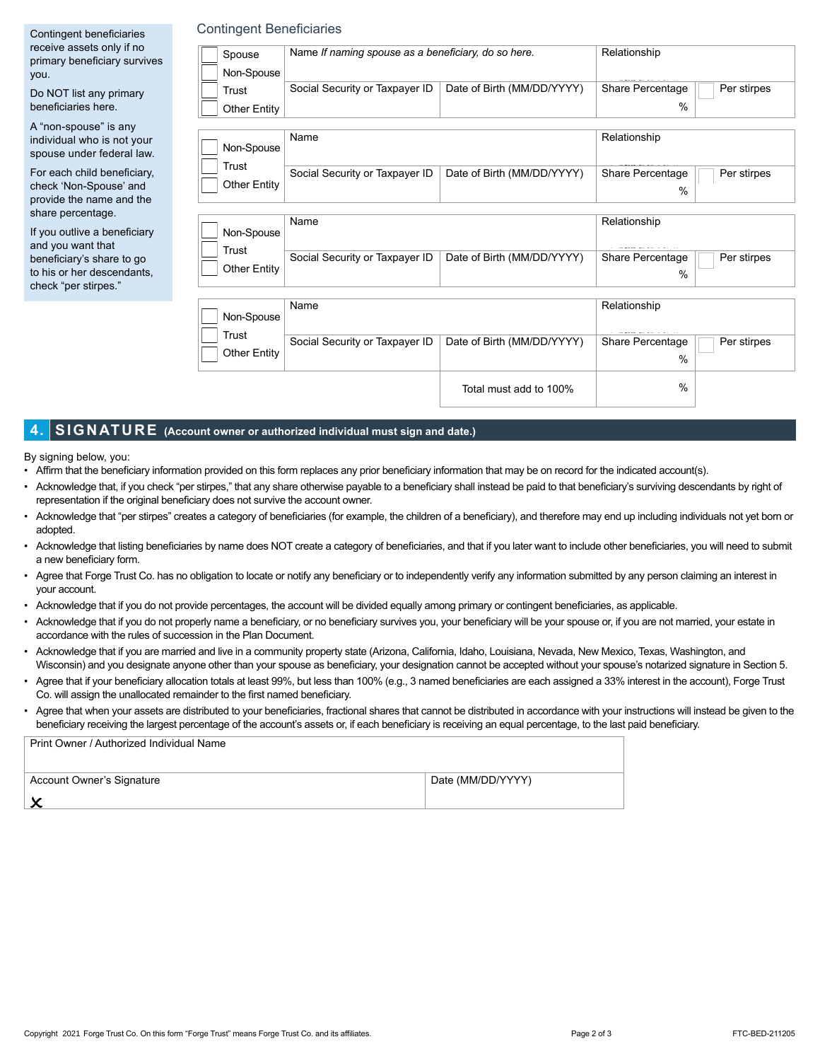Contingent beneficiaries receive assets only if no primary beneficiary survives you.

Do NOT list any primary beneficiaries here.

A “non-spouse” is any individual who is not your spouse under federal law.

For each child beneficiary, check ‘Non-Spouse’ and provide the name and the share percentage.

If you outline a beneficiary and you want that beneficiary’s share to go to his or her descendants, check “per stirpes.”

## Contingent Beneficiaries

| ☐ Spouse ☐ Non-Spouse ☐ Trust ☐ Other Entity | Name *If naming spouse as a beneficiary, do so here.* | | Relationship | |
|---|---|---|---|---|
| | Social Security or Taxpayer ID | Date of Birth (MM/DD/YYYY) | Share Percentage % | ☐ Per stirpes |

| ☐ Non-Spouse ☐ Trust ☐ Other Entity | Name | | Relationship | |
|---|---|---|---|---|
| | Social Security or Taxpayer ID | Date of Birth (MM/DD/YYYY) | Share Percentage % | ☐ Per stirpes |

| ☐ Non-Spouse ☐ Trust ☐ Other Entity | Name | | Relationship | |
|---|---|---|---|---|
| | Social Security or Taxpayer ID | Date of Birth (MM/DD/YYYY) | Share Percentage % | ☐ Per stirpes |

| ☐ Non-Spouse ☐ Trust ☐ Other Entity | Name | | Relationship | |
|---|---|---|---|---|
| | Social Security or Taxpayer ID | Date of Birth (MM/DD/YYYY) | Share Percentage % | ☐ Per stirpes |
| | | Total must add to 100% | % | |

## 4. SIGNATURE (Account owner or authorized individual must sign and date.)

By signing below, you:

- Affirm that the beneficiary information provided on this form replaces any prior beneficiary information that may be on record for the indicated account(s).
- Acknowledge that, if you check “per stirpes,” that any share otherwise payable to a beneficiary shall instead be paid to that beneficiary’s surviving descendants by right of representation if the original beneficiary does not survive the account owner.
- Acknowledge that “per stirpes” creates a category of beneficiaries (for example, the children of a beneficiary), and therefore may end up including individuals not yet born or adopted.
- Acknowledge that listing beneficiaries by name does NOT create a category of beneficiaries, and that if you later want to include other beneficiaries, you will need to submit a new beneficiary form.
- Agree that Forge Trust Co. has no obligation to locate or notify any beneficiary or to independently verify any information submitted by any person claiming an interest in your account.
- Acknowledge that if you do not provide percentages, the account will be divided equally among primary or contingent beneficiaries, as applicable.
- Acknowledge that if you do not properly name a beneficiary, or no beneficiary survives you, your beneficiary will be your spouse or, if you are not married, your estate in accordance with the rules of succession in the Plan Document.
- Acknowledge that if you are married and live in a community property state (Arizona, California, Idaho, Louisiana, Nevada, New Mexico, Texas, Washington, and Wisconsin) and you designate anyone other than your spouse as beneficiary, your designation cannot be accepted without your spouse’s notarized signature in Section 5.
- Agree that if your beneficiary allocation totals at least 99%, but less than 100% (e.g., 3 named beneficiaries are each assigned a 33% interest in the account), Forge Trust Co. will assign the unallocated remainder to the first named beneficiary.
- Agree that when your assets are distributed to your beneficiaries, fractional shares that cannot be distributed in accordance with your instructions will instead be given to the beneficiary receiving the largest percentage of the account’s assets or, if each beneficiary is receiving an equal percentage, to the last paid beneficiary.

| Print Owner / Authorized Individual Name | |
|---|---|
| Account Owner’s Signature ✕ | Date (MM/DD/YYYY) |

Copyright 2021 Forge Trust Co. On this form “Forge Trust” means Forge Trust Co. and its affiliates.

FTC-BED-211205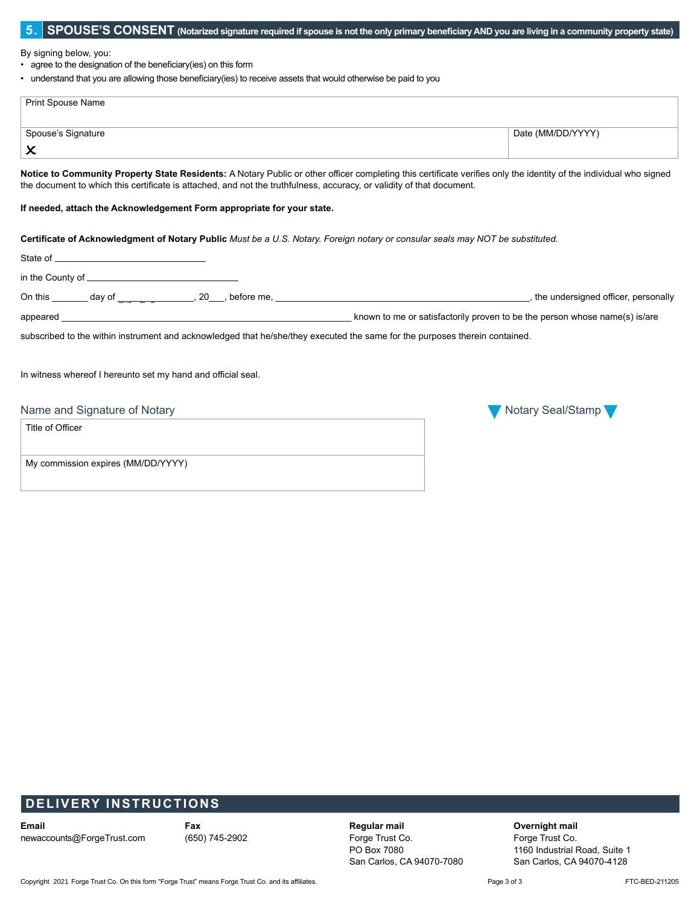## 5. SPOUSE'S CONSENT (Notarized signature required if spouse is not the only primary beneficiary AND you are living in a community property state)

By signing below, you:

- agree to the designation of the beneficiary(ies) on this form
- understand that you are allowing those beneficiary(ies) to receive assets that would otherwise be paid to you

| | |
|---|---|
| Print Spouse Name | |
| Spouse's Signature<br>✕ | Date (MM/DD/YYYY) |

**Notice to Community Property State Residents:** A Notary Public or other officer completing this certificate verifies only the identity of the individual who signed the document to which this certificate is attached, and not the truthfulness, accuracy, or validity of that document.

**If needed, attach the Acknowledgement Form appropriate for your state.**

**Certificate of Acknowledgment of Notary Public** *Must be a U.S. Notary. Foreign notary or consular seals may NOT be substituted.*

State of ______________________________

in the County of ______________________________

On this _______ day of ________________, 20___, before me, __________________________________________________, the undersigned officer, personally

appeared __________________________________________________________ known to me or satisfactorily proven to be the person whose name(s) is/are

subscribed to the within instrument and acknowledged that he/she/they executed the same for the purposes therein contained.

In witness whereof I hereunto set my hand and official seal.

Name and Signature of Notary

| |
|---|
| Title of Officer |
| My commission expires (MM/DD/YYYY) |

Notary Seal/Stamp

## DELIVERY INSTRUCTIONS

**Email**
newaccounts@ForgeTrust.com

**Fax**
(650) 745-2902

**Regular mail**
Forge Trust Co.
PO Box 7080
San Carlos, CA 94070-7080

**Overnight mail**
Forge Trust Co.
1160 Industrial Road, Suite 1
San Carlos, CA 94070-4128

Copyright 2021 Forge Trust Co. On this form "Forge Trust" means Forge Trust Co. and its affiliates.

FTC-BED-211205